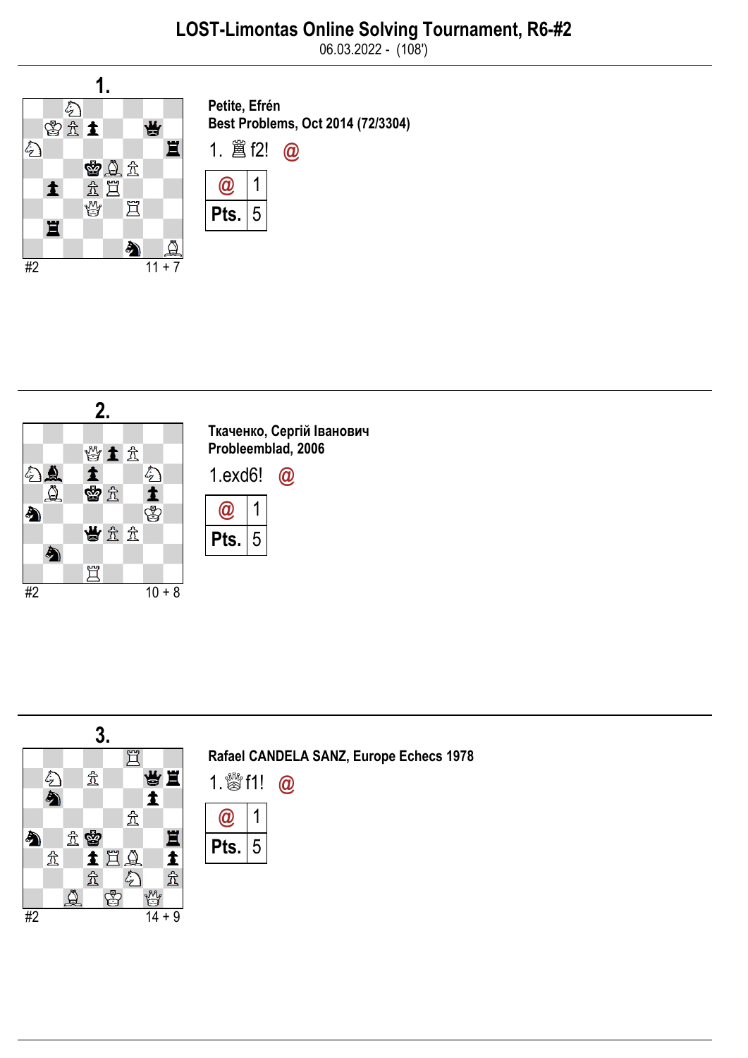# LOST-Limontas Online Solving Tournament, R6-#2

06.03.2022 - (108')

## 1.

#2 11 + 7

**Petite, Efrén**
**Best Problems, Oct 2014 (72/3304)**

1. ♖f2! @

| @ | 1 |
| --- | --- |
| Pts. | 5 |

## 2.

#2 10 + 8

**Ткаченко, Сергій Іванович**
**Probleemblad, 2006**

1.exd6! @

| @ | 1 |
| --- | --- |
| Pts. | 5 |

## 3.

#2 14 + 9

**Rafael CANDELA SANZ, Europe Echecs 1978**

1.♕f1! @

| @ | 1 |
| --- | --- |
| Pts. | 5 |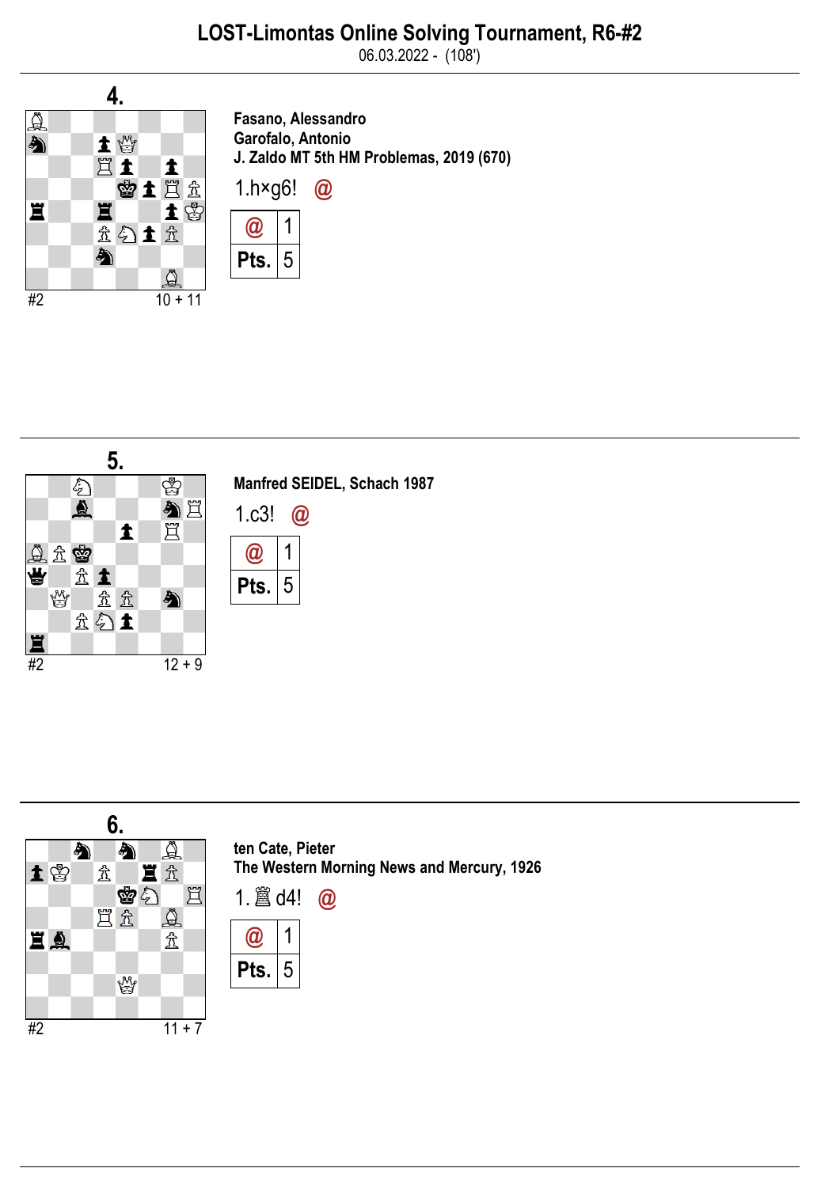## LOST-Limontas Online Solving Tournament, R6-#2

06.03.2022 - (108')

### 4.

#2 10 + 11

**Fasano, Alessandro**
**Garofalo, Antonio**
**J. Zaldo MT 5th HM Problemas, 2019 (670)**

1.h×g6! @

| @ | 1 |
|---|---|
| **Pts.** | 5 |

### 5.

#2 12 + 9

**Manfred SEIDEL, Schach 1987**

1.c3! @

| @ | 1 |
|---|---|
| **Pts.** | 5 |

### 6.

#2 11 + 7

**ten Cate, Pieter**
**The Western Morning News and Mercury, 1926**

1.♖d4! @

| @ | 1 |
|---|---|
| **Pts.** | 5 |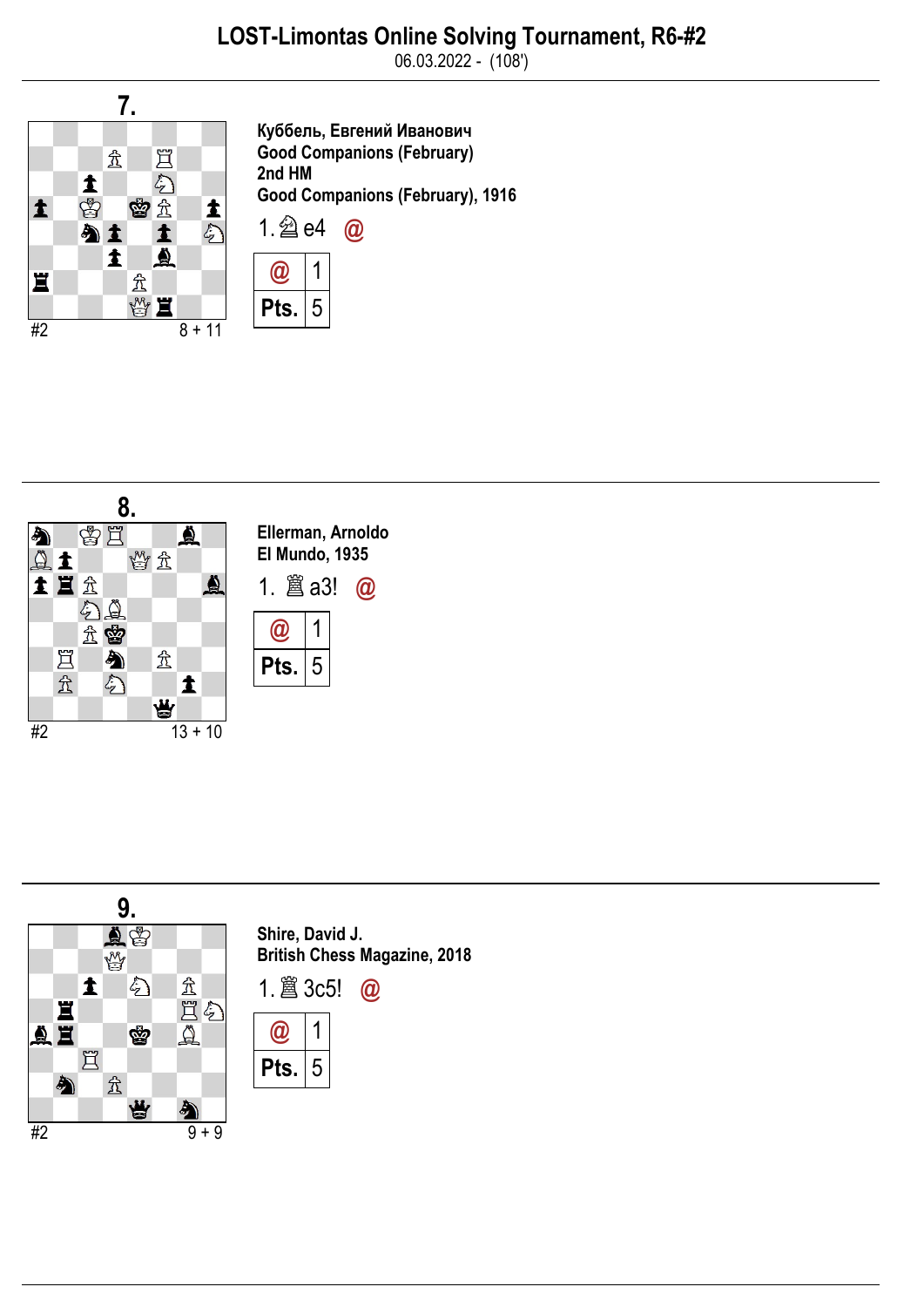## LOST-Limontas Online Solving Tournament, R6-#2

06.03.2022 - (108')

### 7.

Куббель, Евгений Иванович
Good Companions (February)
2nd HM
Good Companions (February), 1916

#2 8 + 11

1.♘e4 @

| @ | 1 |
|---|---|
| Pts. | 5 |

### 8.

Ellerman, Arnoldo
El Mundo, 1935

#2 13 + 10

1. ♖a3! @

| @ | 1 |
|---|---|
| Pts. | 5 |

### 9.

Shire, David J.
British Chess Magazine, 2018

#2 9 + 9

1. ♖3c5! @

| @ | 1 |
|---|---|
| Pts. | 5 |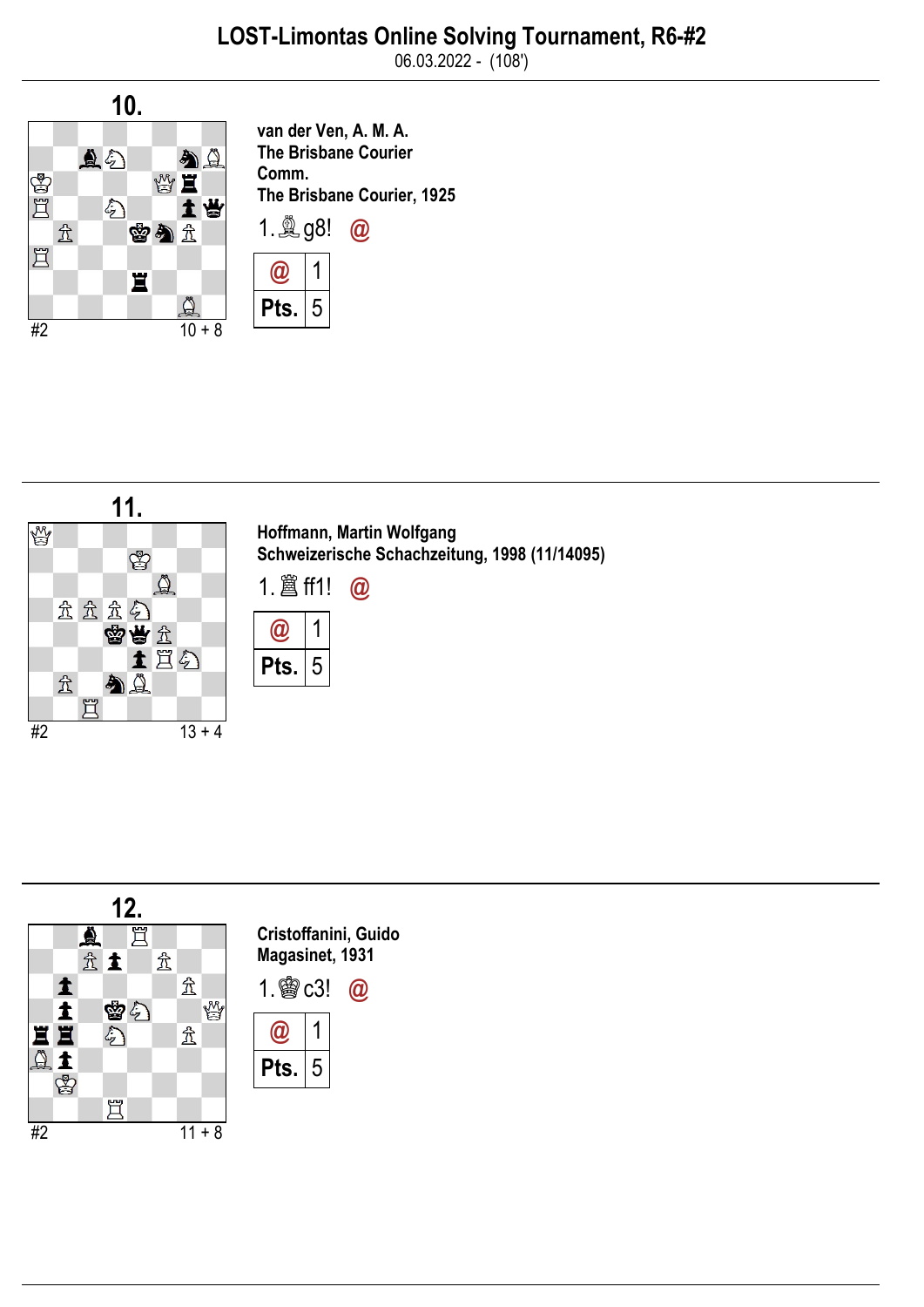## LOST-Limontas Online Solving Tournament, R6-#2

06.03.2022 - (108')

### 10.

#2 10 + 8

**van der Ven, A. M. A.**
**The Brisbane Courier**
**Comm.**
**The Brisbane Courier, 1925**

1. ♗g8! @

| @ | 1 |
|---|---|
| Pts. | 5 |

### 11.

#2 13 + 4

**Hoffmann, Martin Wolfgang**
**Schweizerische Schachzeitung, 1998 (11/14095)**

1. ♖ff1! @

| @ | 1 |
|---|---|
| Pts. | 5 |

### 12.

#2 11 + 8

**Cristoffanini, Guido**
**Magasinet, 1931**

1. ♔c3! @

| @ | 1 |
|---|---|
| Pts. | 5 |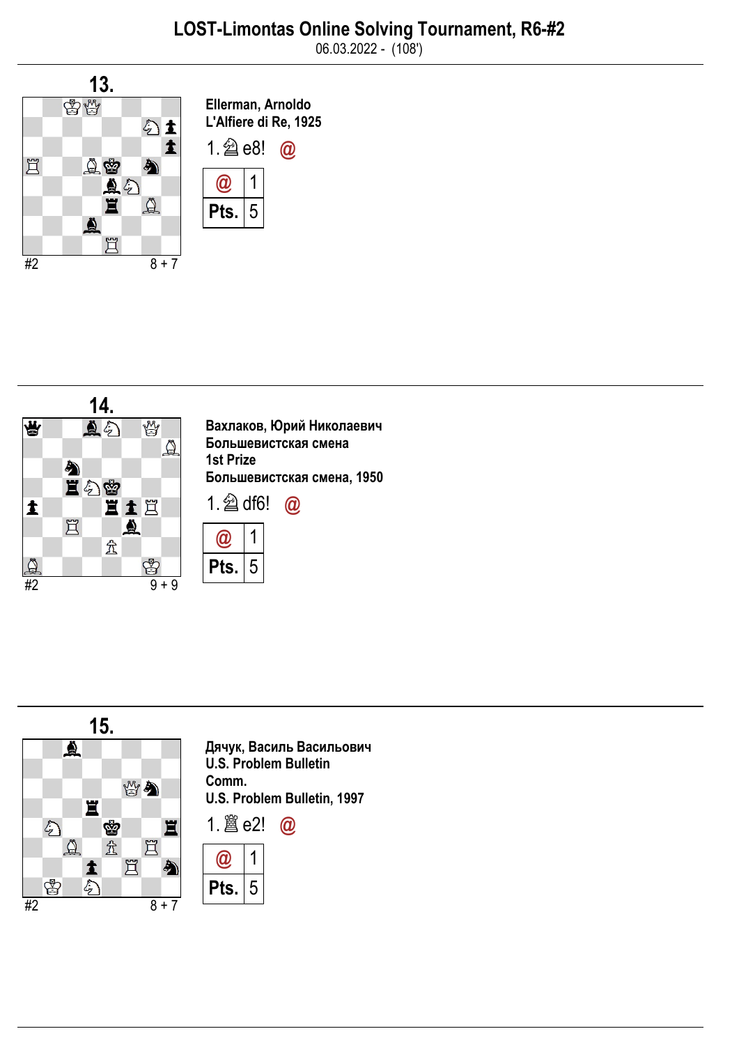# LOST-Limontas Online Solving Tournament, R6-#2

06.03.2022 - (108')

## 13.

#2 8 + 7

**Ellerman, Arnoldo**
**L'Alfiere di Re, 1925**

1. ♘e8! @

| @ | 1 |
|---|---|
| **Pts.** | 5 |

## 14.

#2 9 + 9

**Вахлаков, Юрий Николаевич**
**Большевистская смена**
**1st Prize**
**Большевистская смена, 1950**

1. ♘df6! @

| @ | 1 |
|---|---|
| **Pts.** | 5 |

## 15.

#2 8 + 7

**Дячук, Василь Васильович**
**U.S. Problem Bulletin**
**Comm.**
**U.S. Problem Bulletin, 1997**

1. ♖e2! @

| @ | 1 |
|---|---|
| **Pts.** | 5 |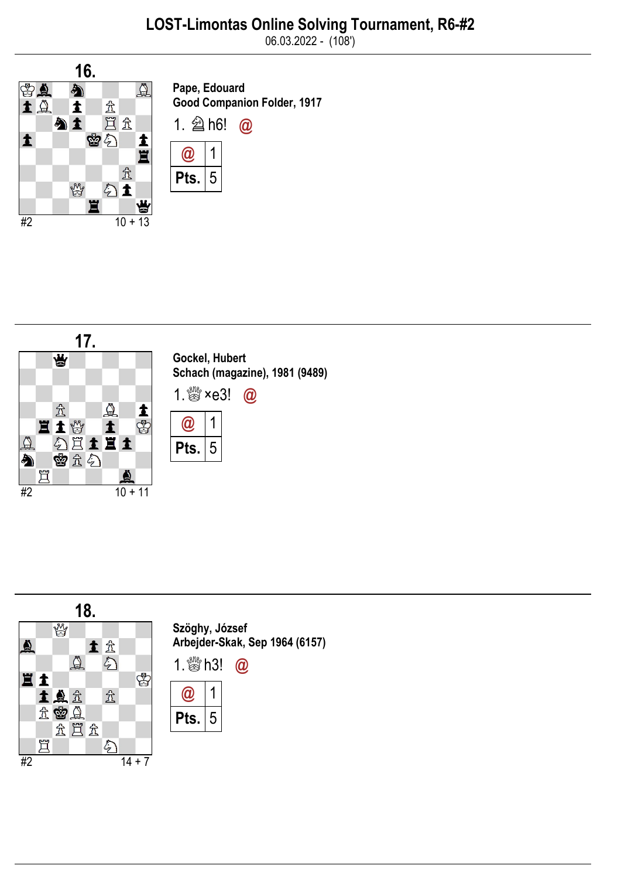# LOST-Limontas Online Solving Tournament, R6-#2

06.03.2022 - (108')

## 16.

#2 — 10 + 13

**Pape, Edouard**
**Good Companion Folder, 1917**

1. ♘h6! @

| @ | 1 |
|---|---|
| Pts. | 5 |

## 17.

#2 — 10 + 11

**Gockel, Hubert**
**Schach (magazine), 1981 (9489)**

1. ♕×e3! @

| @ | 1 |
|---|---|
| Pts. | 5 |

## 18.

#2 — 14 + 7

**Szöghy, József**
**Arbejder-Skak, Sep 1964 (6157)**

1. ♕h3! @

| @ | 1 |
|---|---|
| Pts. | 5 |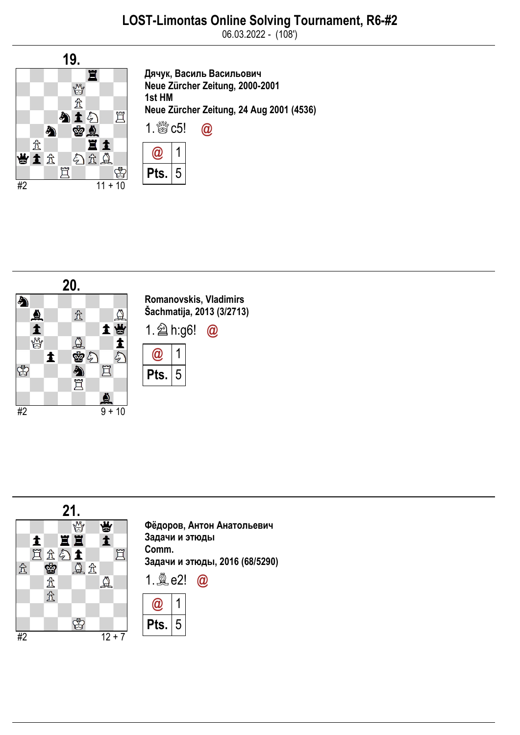# LOST-Limontas Online Solving Tournament, R6-#2

06.03.2022 - (108')

## 19.

#2 11 + 10

**Дячук, Василь Васильович**
**Neue Zürcher Zeitung, 2000-2001**
**1st HM**
**Neue Zürcher Zeitung, 24 Aug 2001 (4536)**

1. ♕c5! @

| @ | 1 |
|---|---|
| Pts. | 5 |

## 20.

#2 9 + 10

**Romanovskis, Vladimirs**
**Šachmatija, 2013 (3/2713)**

1. ♘h:g6! @

| @ | 1 |
|---|---|
| Pts. | 5 |

## 21.

#2 12 + 7

**Фёдоров, Антон Анатольевич**
**Задачи и этюды**
**Comm.**
**Задачи и этюды, 2016 (68/5290)**

1. ♗e2! @

| @ | 1 |
|---|---|
| Pts. | 5 |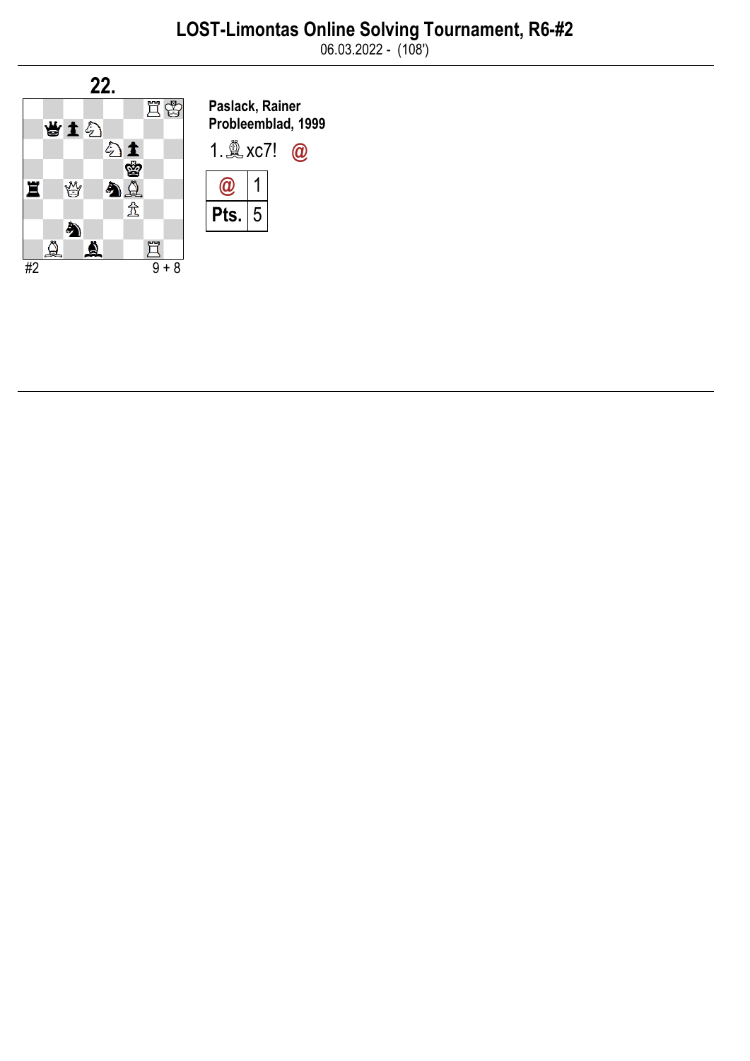## LOST-Limontas Online Solving Tournament, R6-#2

06.03.2022 - (108')

### 22.

#2 9 + 8

**Paslack, Rainer**
**Probleemblad, 1999**

1.♗xc7! @

| @ | 1 |
|---|---|
| **Pts.** | 5 |